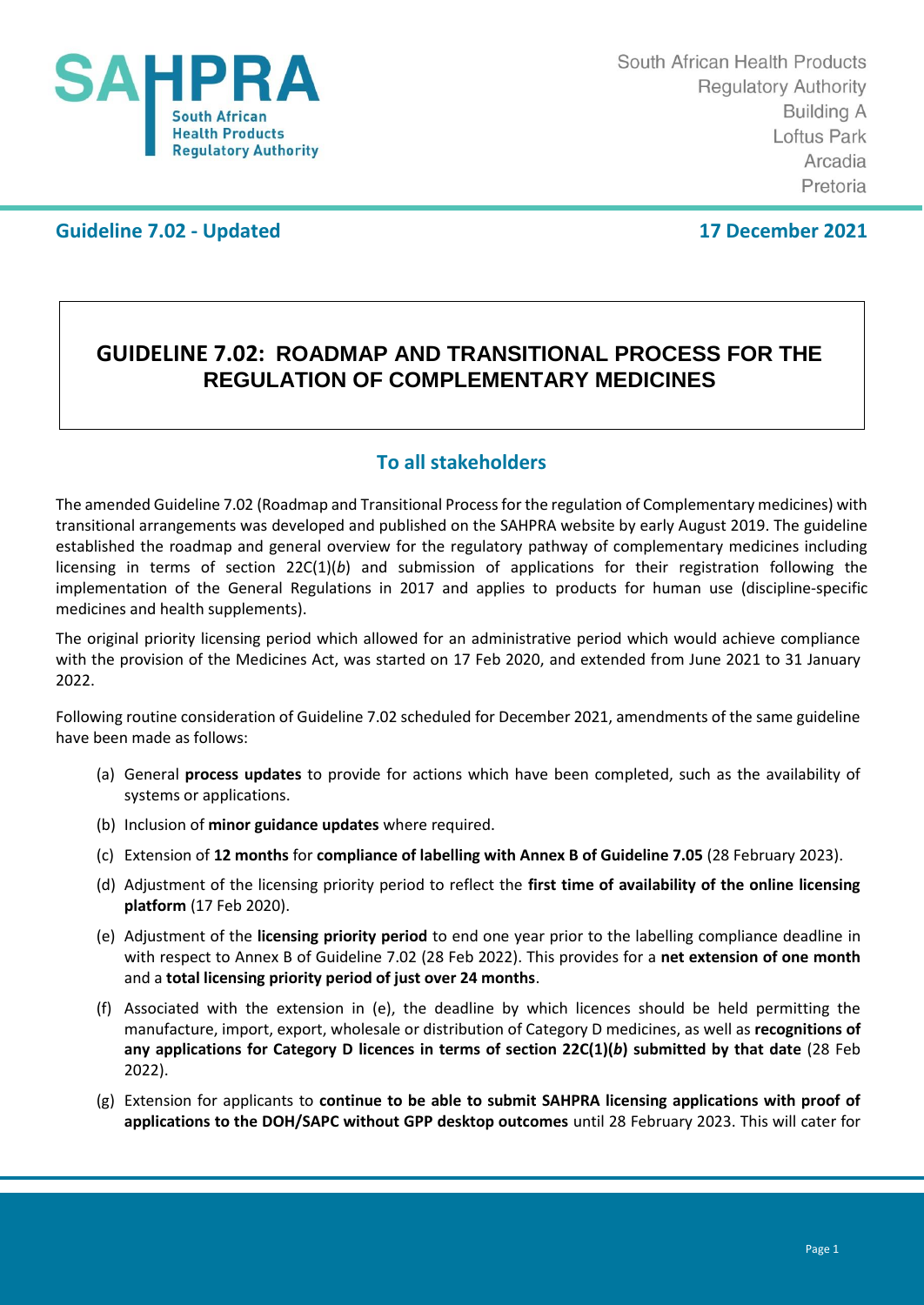South African Health Products Regulatory Authority
Building A
Loftus Park
Arcadia
Pretoria

**Guideline 7.02 - Updated** **17 December 2021**

# GUIDELINE 7.02: ROADMAP AND TRANSITIONAL PROCESS FOR THE REGULATION OF COMPLEMENTARY MEDICINES

## To all stakeholders

The amended Guideline 7.02 (Roadmap and Transitional Process for the regulation of Complementary medicines) with transitional arrangements was developed and published on the SAHPRA website by early August 2019. The guideline established the roadmap and general overview for the regulatory pathway of complementary medicines including licensing in terms of section 22C(1)(*b*) and submission of applications for their registration following the implementation of the General Regulations in 2017 and applies to products for human use (discipline-specific medicines and health supplements).

The original priority licensing period which allowed for an administrative period which would achieve compliance with the provision of the Medicines Act, was started on 17 Feb 2020, and extended from June 2021 to 31 January 2022.

Following routine consideration of Guideline 7.02 scheduled for December 2021, amendments of the same guideline have been made as follows:

(a) General **process updates** to provide for actions which have been completed, such as the availability of systems or applications.

(b) Inclusion of **minor guidance updates** where required.

(c) Extension of **12 months** for **compliance of labelling with Annex B of Guideline 7.05** (28 February 2023).

(d) Adjustment of the licensing priority period to reflect the **first time of availability of the online licensing platform** (17 Feb 2020).

(e) Adjustment of the **licensing priority period** to end one year prior to the labelling compliance deadline in with respect to Annex B of Guideline 7.02 (28 Feb 2022). This provides for a **net extension of one month** and a **total licensing priority period of just over 24 months**.

(f) Associated with the extension in (e), the deadline by which licences should be held permitting the manufacture, import, export, wholesale or distribution of Category D medicines, as well as **recognitions of any applications for Category D licences in terms of section 22C(1)(*b*) submitted by that date** (28 Feb 2022).

(g) Extension for applicants to **continue to be able to submit SAHPRA licensing applications with proof of applications to the DOH/SAPC without GPP desktop outcomes** until 28 February 2023. This will cater for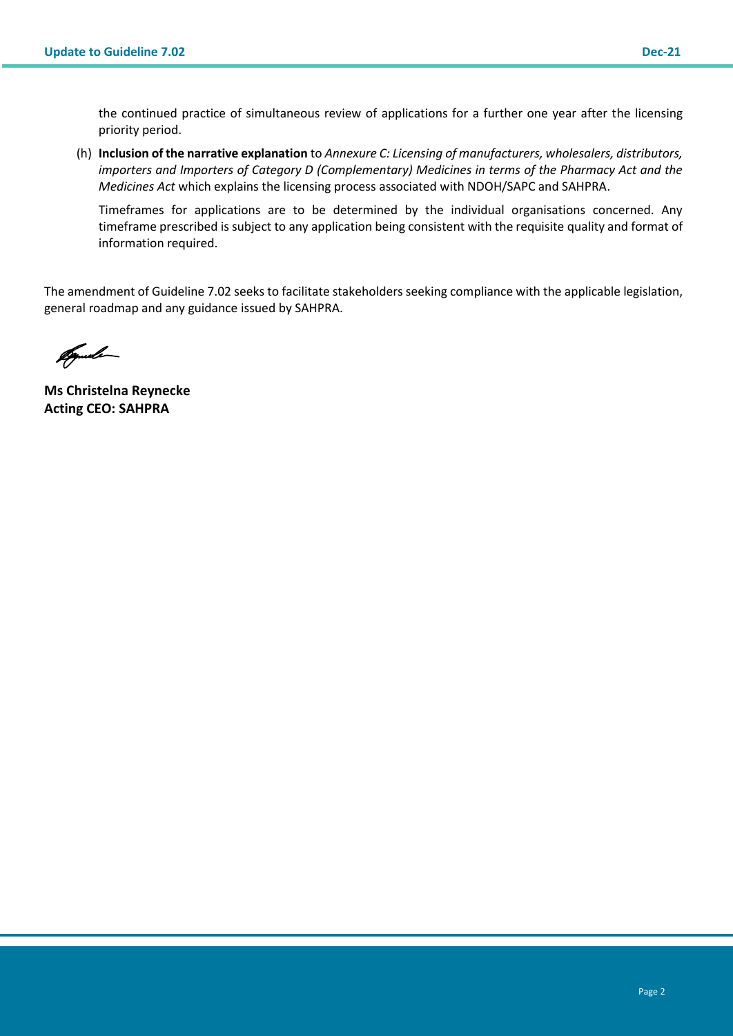the continued practice of simultaneous review of applications for a further one year after the licensing priority period.

(h) **Inclusion of the narrative explanation** to *Annexure C: Licensing of manufacturers, wholesalers, distributors, importers and Importers of Category D (Complementary) Medicines in terms of the Pharmacy Act and the Medicines Act* which explains the licensing process associated with NDOH/SAPC and SAHPRA.

Timeframes for applications are to be determined by the individual organisations concerned. Any timeframe prescribed is subject to any application being consistent with the requisite quality and format of information required.

The amendment of Guideline 7.02 seeks to facilitate stakeholders seeking compliance with the applicable legislation, general roadmap and any guidance issued by SAHPRA.

**Ms Christelna Reynecke**
**Acting CEO: SAHPRA**